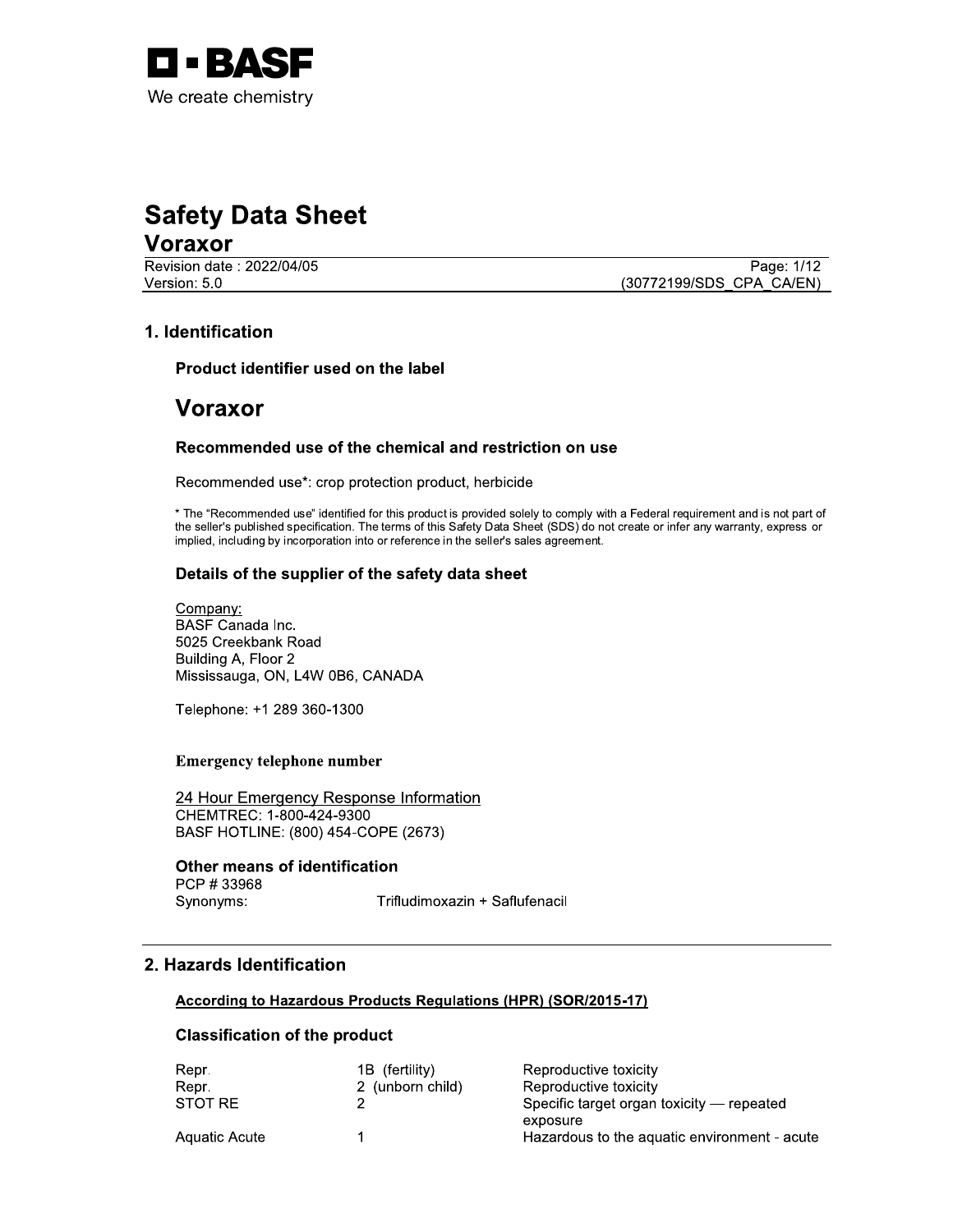BASF

We create chemistry

# Safety Data Sheet

## Voraxor

Revision date : 2022/04/05
Version: 5.0

(30772199/SDS_CPA_CA/EN)

## 1. Identification

### Product identifier used on the label

# Voraxor

### Recommended use of the chemical and restriction on use

Recommended use*: crop protection product, herbicide

* The "Recommended use" identified for this product is provided solely to comply with a Federal requirement and is not part of the seller's published specification. The terms of this Safety Data Sheet (SDS) do not create or infer any warranty, express or implied, including by incorporation into or reference in the seller's sales agreement.

### Details of the supplier of the safety data sheet

Company:
BASF Canada Inc.
5025 Creekbank Road
Building A, Floor 2
Mississauga, ON, L4W 0B6, CANADA

Telephone: +1 289 360-1300

### Emergency telephone number

24 Hour Emergency Response Information
CHEMTREC: 1-800-424-9300
BASF HOTLINE: (800) 454-COPE (2673)

### Other means of identification

PCP # 33968
Synonyms: Trifludimoxazin + Saflufenacil

## 2. Hazards Identification

**According to Hazardous Products Regulations (HPR) (SOR/2015-17)**

### Classification of the product

| | | |
|---|---|---|
| Repr. | 1B (fertility) | Reproductive toxicity |
| Repr. | 2 (unborn child) | Reproductive toxicity |
| STOT RE | 2 | Specific target organ toxicity — repeated exposure |
| Aquatic Acute | 1 | Hazardous to the aquatic environment - acute |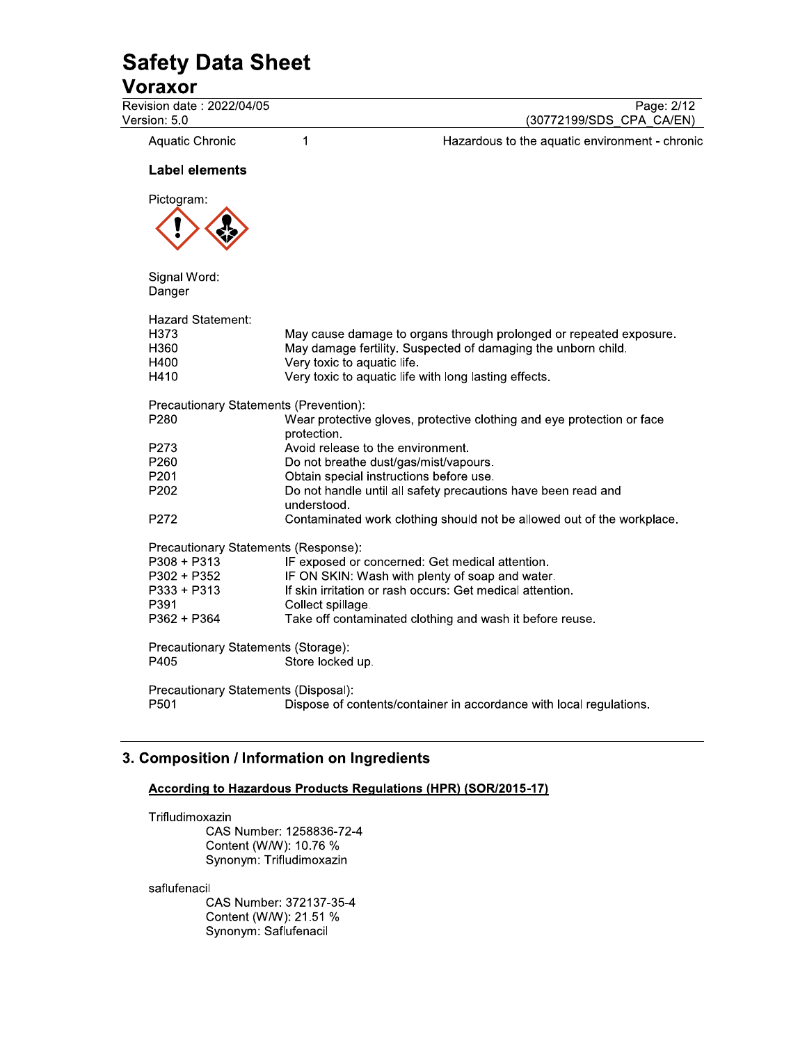| | | |
|---|---|---|
| Aquatic Chronic | 1 | Hazardous to the aquatic environment - chronic |

**Label elements**

Pictogram:

Signal Word:
Danger

Hazard Statement:

| | |
|---|---|
| H373 | May cause damage to organs through prolonged or repeated exposure. |
| H360 | May damage fertility. Suspected of damaging the unborn child. |
| H400 | Very toxic to aquatic life. |
| H410 | Very toxic to aquatic life with long lasting effects. |

Precautionary Statements (Prevention):

| | |
|---|---|
| P280 | Wear protective gloves, protective clothing and eye protection or face protection. |
| P273 | Avoid release to the environment. |
| P260 | Do not breathe dust/gas/mist/vapours. |
| P201 | Obtain special instructions before use. |
| P202 | Do not handle until all safety precautions have been read and understood. |
| P272 | Contaminated work clothing should not be allowed out of the workplace. |

Precautionary Statements (Response):

| | |
|---|---|
| P308 + P313 | IF exposed or concerned: Get medical attention. |
| P302 + P352 | IF ON SKIN: Wash with plenty of soap and water. |
| P333 + P313 | If skin irritation or rash occurs: Get medical attention. |
| P391 | Collect spillage. |
| P362 + P364 | Take off contaminated clothing and wash it before reuse. |

Precautionary Statements (Storage):

| | |
|---|---|
| P405 | Store locked up. |

Precautionary Statements (Disposal):

| | |
|---|---|
| P501 | Dispose of contents/container in accordance with local regulations. |

## 3. Composition / Information on Ingredients

**According to Hazardous Products Regulations (HPR) (SOR/2015-17)**

Trifludimoxazin
 CAS Number: 1258836-72-4
 Content (W/W): 10.76 %
 Synonym: Trifludimoxazin

saflufenacil
 CAS Number: 372137-35-4
 Content (W/W): 21.51 %
 Synonym: Saflufenacil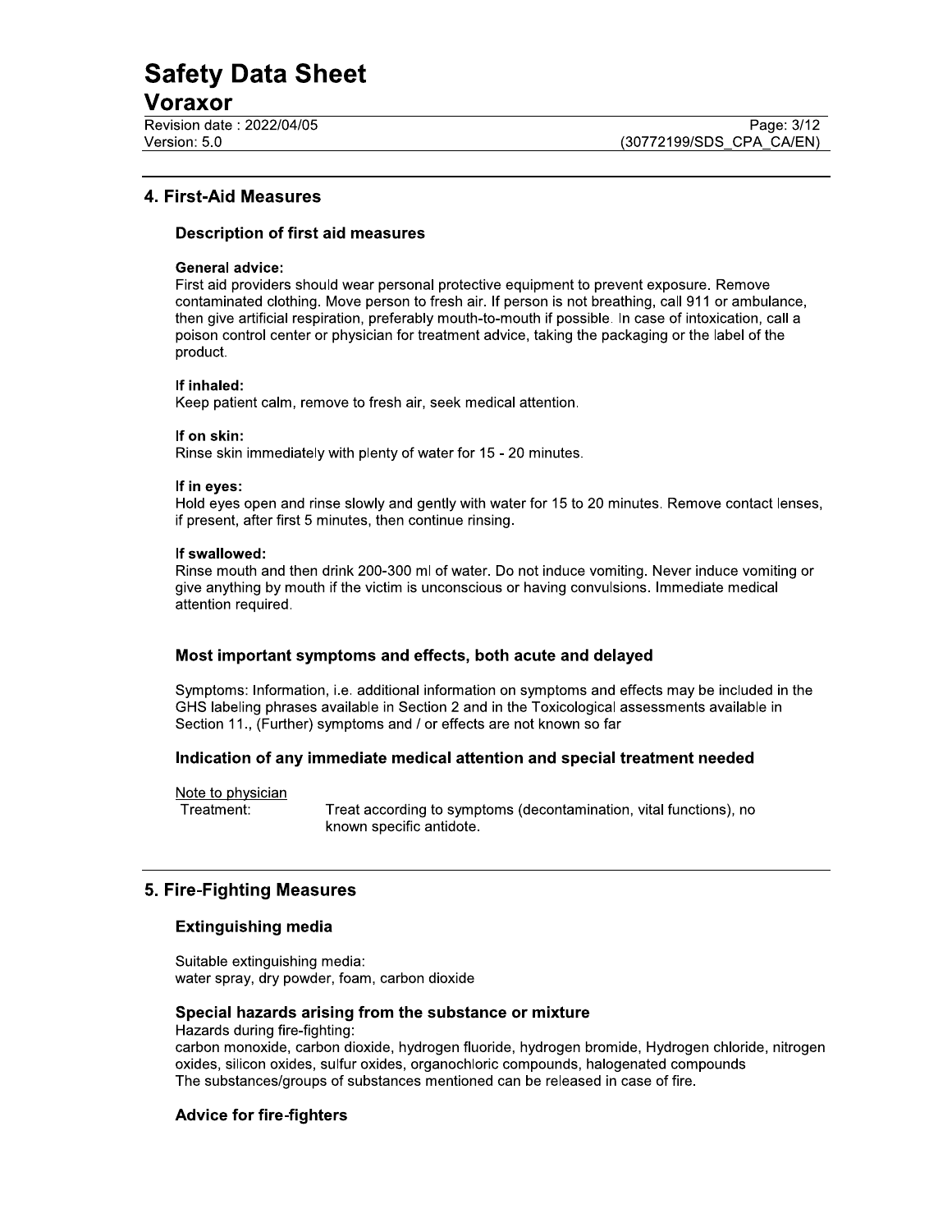## 4. First-Aid Measures

### Description of first aid measures

**General advice:**
First aid providers should wear personal protective equipment to prevent exposure. Remove contaminated clothing. Move person to fresh air. If person is not breathing, call 911 or ambulance, then give artificial respiration, preferably mouth-to-mouth if possible. In case of intoxication, call a poison control center or physician for treatment advice, taking the packaging or the label of the product.

**If inhaled:**
Keep patient calm, remove to fresh air, seek medical attention.

**If on skin:**
Rinse skin immediately with plenty of water for 15 - 20 minutes.

**If in eyes:**
Hold eyes open and rinse slowly and gently with water for 15 to 20 minutes. Remove contact lenses, if present, after first 5 minutes, then continue rinsing.

**If swallowed:**
Rinse mouth and then drink 200-300 ml of water. Do not induce vomiting. Never induce vomiting or give anything by mouth if the victim is unconscious or having convulsions. Immediate medical attention required.

### Most important symptoms and effects, both acute and delayed

Symptoms: Information, i.e. additional information on symptoms and effects may be included in the GHS labeling phrases available in Section 2 and in the Toxicological assessments available in Section 11., (Further) symptoms and / or effects are not known so far

### Indication of any immediate medical attention and special treatment needed

Note to physician

Treatment: Treat according to symptoms (decontamination, vital functions), no known specific antidote.

## 5. Fire-Fighting Measures

### Extinguishing media

Suitable extinguishing media:
water spray, dry powder, foam, carbon dioxide

### Special hazards arising from the substance or mixture

Hazards during fire-fighting:
carbon monoxide, carbon dioxide, hydrogen fluoride, hydrogen bromide, Hydrogen chloride, nitrogen oxides, silicon oxides, sulfur oxides, organochloric compounds, halogenated compounds
The substances/groups of substances mentioned can be released in case of fire.

### Advice for fire-fighters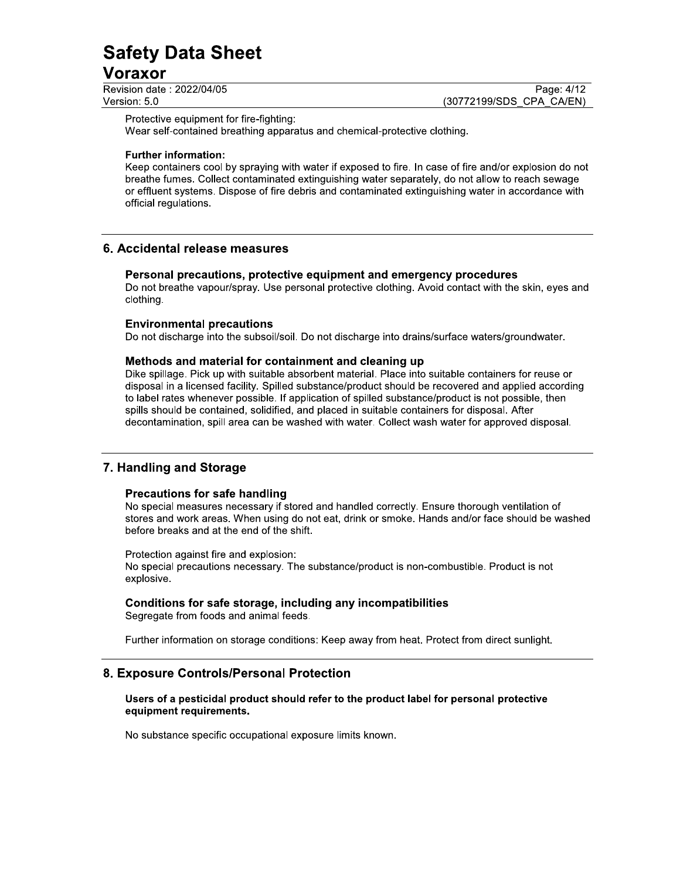Protective equipment for fire-fighting:
Wear self-contained breathing apparatus and chemical-protective clothing.

**Further information:**
Keep containers cool by spraying with water if exposed to fire. In case of fire and/or explosion do not breathe fumes. Collect contaminated extinguishing water separately, do not allow to reach sewage or effluent systems. Dispose of fire debris and contaminated extinguishing water in accordance with official regulations.

## 6. Accidental release measures

### Personal precautions, protective equipment and emergency procedures

Do not breathe vapour/spray. Use personal protective clothing. Avoid contact with the skin, eyes and clothing.

### Environmental precautions

Do not discharge into the subsoil/soil. Do not discharge into drains/surface waters/groundwater.

### Methods and material for containment and cleaning up

Dike spillage. Pick up with suitable absorbent material. Place into suitable containers for reuse or disposal in a licensed facility. Spilled substance/product should be recovered and applied according to label rates whenever possible. If application of spilled substance/product is not possible, then spills should be contained, solidified, and placed in suitable containers for disposal. After decontamination, spill area can be washed with water. Collect wash water for approved disposal.

## 7. Handling and Storage

### Precautions for safe handling

No special measures necessary if stored and handled correctly. Ensure thorough ventilation of stores and work areas. When using do not eat, drink or smoke. Hands and/or face should be washed before breaks and at the end of the shift.

Protection against fire and explosion:
No special precautions necessary. The substance/product is non-combustible. Product is not explosive.

### Conditions for safe storage, including any incompatibilities

Segregate from foods and animal feeds.

Further information on storage conditions: Keep away from heat. Protect from direct sunlight.

## 8. Exposure Controls/Personal Protection

**Users of a pesticidal product should refer to the product label for personal protective equipment requirements.**

No substance specific occupational exposure limits known.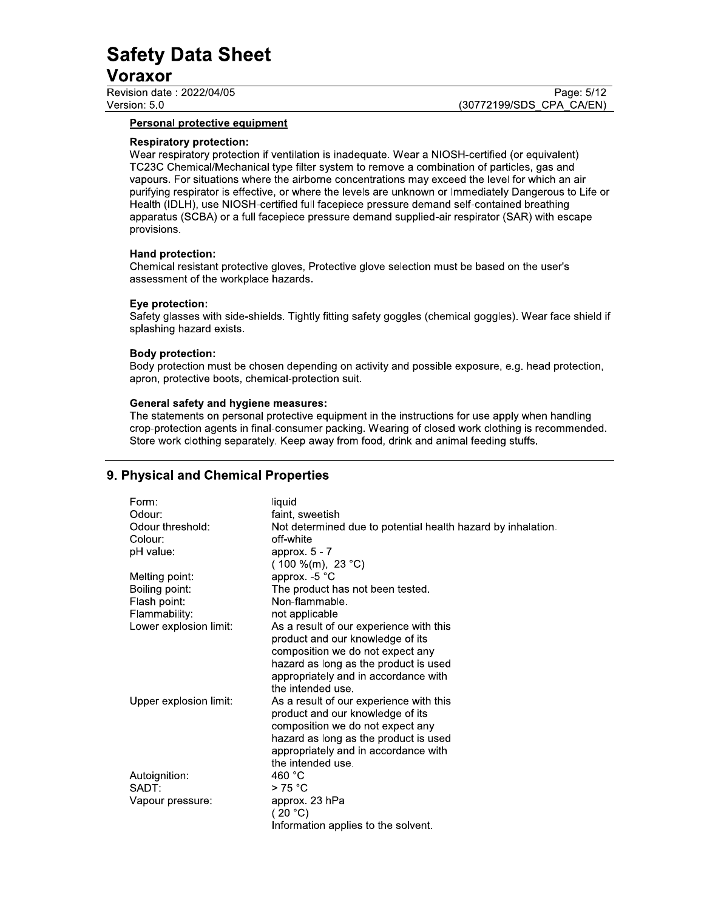#### Personal protective equipment

**Respiratory protection:**
Wear respiratory protection if ventilation is inadequate. Wear a NIOSH-certified (or equivalent) TC23C Chemical/Mechanical type filter system to remove a combination of particles, gas and vapours. For situations where the airborne concentrations may exceed the level for which an air purifying respirator is effective, or where the levels are unknown or Immediately Dangerous to Life or Health (IDLH), use NIOSH-certified full facepiece pressure demand self-contained breathing apparatus (SCBA) or a full facepiece pressure demand supplied-air respirator (SAR) with escape provisions.

**Hand protection:**
Chemical resistant protective gloves, Protective glove selection must be based on the user's assessment of the workplace hazards.

**Eye protection:**
Safety glasses with side-shields. Tightly fitting safety goggles (chemical goggles). Wear face shield if splashing hazard exists.

**Body protection:**
Body protection must be chosen depending on activity and possible exposure, e.g. head protection, apron, protective boots, chemical-protection suit.

**General safety and hygiene measures:**
The statements on personal protective equipment in the instructions for use apply when handling crop-protection agents in final-consumer packing. Wearing of closed work clothing is recommended. Store work clothing separately. Keep away from food, drink and animal feeding stuffs.

## 9. Physical and Chemical Properties

| | |
|---|---|
| Form: | liquid |
| Odour: | faint, sweetish |
| Odour threshold: | Not determined due to potential health hazard by inhalation. |
| Colour: | off-white |
| pH value: | approx. 5 - 7<br>( 100 %(m), 23 °C) |
| Melting point: | approx. -5 °C |
| Boiling point: | The product has not been tested. |
| Flash point: | Non-flammable. |
| Flammability: | not applicable |
| Lower explosion limit: | As a result of our experience with this product and our knowledge of its composition we do not expect any hazard as long as the product is used appropriately and in accordance with the intended use. |
| Upper explosion limit: | As a result of our experience with this product and our knowledge of its composition we do not expect any hazard as long as the product is used appropriately and in accordance with the intended use. |
| Autoignition: | 460 °C |
| SADT: | > 75 °C |
| Vapour pressure: | approx. 23 hPa<br>( 20 °C)<br>Information applies to the solvent. |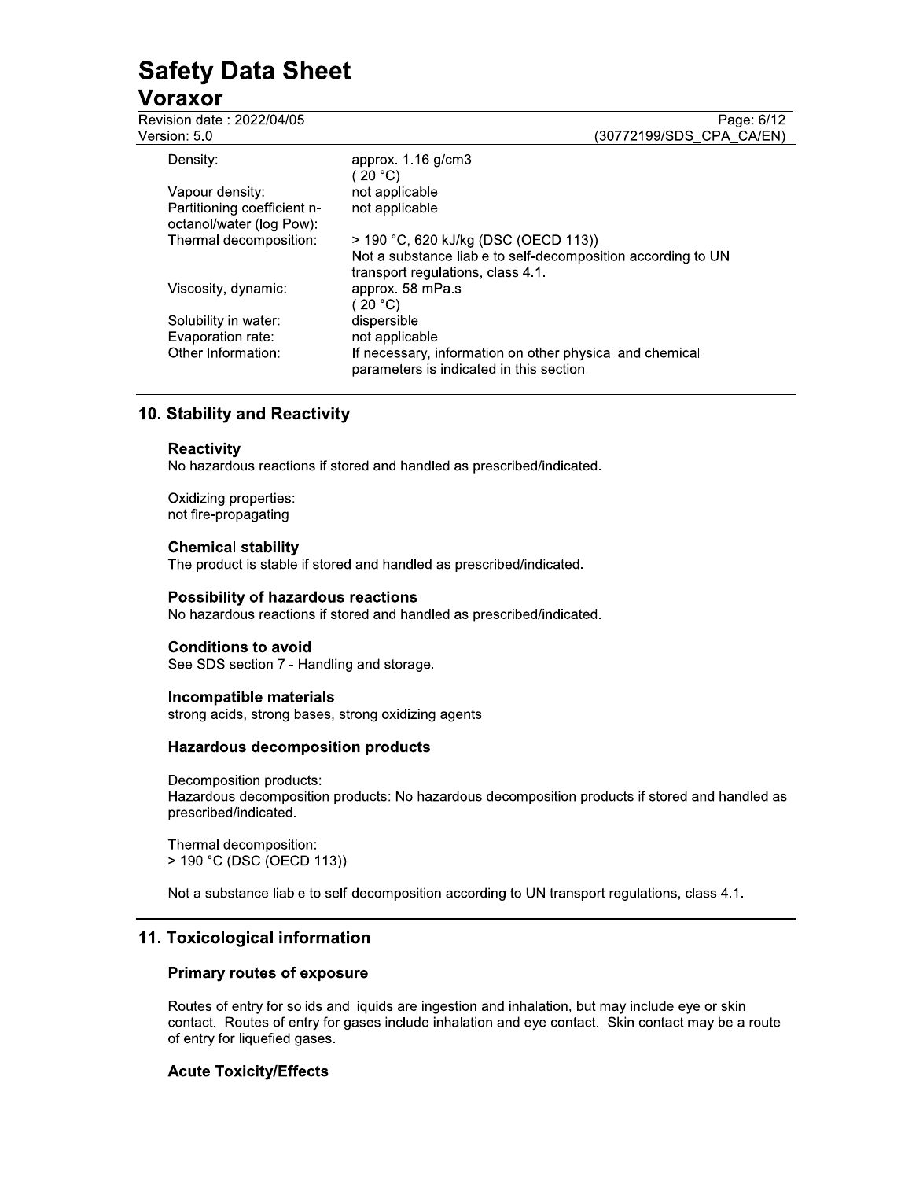| | |
|---|---|
| Density: | approx. 1.16 g/cm3<br>( 20 °C) |
| Vapour density: | not applicable |
| Partitioning coefficient n-octanol/water (log Pow): | not applicable |
| Thermal decomposition: | > 190 °C, 620 kJ/kg (DSC (OECD 113))<br>Not a substance liable to self-decomposition according to UN transport regulations, class 4.1. |
| Viscosity, dynamic: | approx. 58 mPa.s<br>( 20 °C) |
| Solubility in water: | dispersible |
| Evaporation rate: | not applicable |
| Other Information: | If necessary, information on other physical and chemical parameters is indicated in this section. |

## 10. Stability and Reactivity

### Reactivity

No hazardous reactions if stored and handled as prescribed/indicated.

Oxidizing properties:
not fire-propagating

### Chemical stability

The product is stable if stored and handled as prescribed/indicated.

### Possibility of hazardous reactions

No hazardous reactions if stored and handled as prescribed/indicated.

### Conditions to avoid

See SDS section 7 - Handling and storage.

### Incompatible materials

strong acids, strong bases, strong oxidizing agents

### Hazardous decomposition products

Decomposition products:
Hazardous decomposition products: No hazardous decomposition products if stored and handled as prescribed/indicated.

Thermal decomposition:
> 190 °C (DSC (OECD 113))

Not a substance liable to self-decomposition according to UN transport regulations, class 4.1.

## 11. Toxicological information

### Primary routes of exposure

Routes of entry for solids and liquids are ingestion and inhalation, but may include eye or skin contact. Routes of entry for gases include inhalation and eye contact. Skin contact may be a route of entry for liquefied gases.

### Acute Toxicity/Effects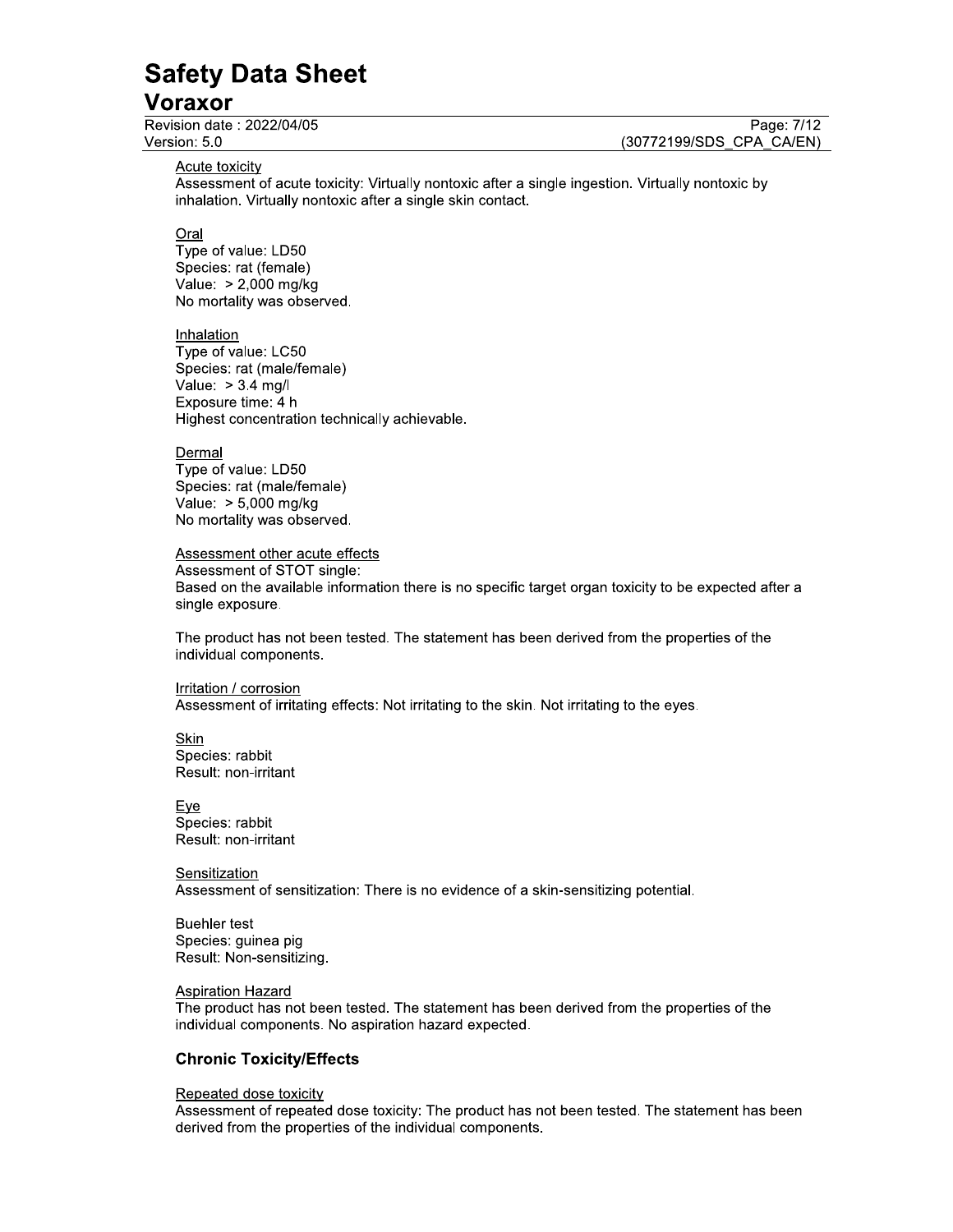#### Acute toxicity

Assessment of acute toxicity: Virtually nontoxic after a single ingestion. Virtually nontoxic by inhalation. Virtually nontoxic after a single skin contact.

Oral
Type of value: LD50
Species: rat (female)
Value: > 2,000 mg/kg
No mortality was observed.

Inhalation
Type of value: LC50
Species: rat (male/female)
Value: > 3.4 mg/l
Exposure time: 4 h
Highest concentration technically achievable.

Dermal
Type of value: LD50
Species: rat (male/female)
Value: > 5,000 mg/kg
No mortality was observed.

#### Assessment other acute effects

Assessment of STOT single:
Based on the available information there is no specific target organ toxicity to be expected after a single exposure.

The product has not been tested. The statement has been derived from the properties of the individual components.

#### Irritation / corrosion

Assessment of irritating effects: Not irritating to the skin. Not irritating to the eyes.

Skin
Species: rabbit
Result: non-irritant

Eye
Species: rabbit
Result: non-irritant

#### Sensitization

Assessment of sensitization: There is no evidence of a skin-sensitizing potential.

Buehler test
Species: guinea pig
Result: Non-sensitizing.

#### Aspiration Hazard

The product has not been tested. The statement has been derived from the properties of the individual components. No aspiration hazard expected.

### Chronic Toxicity/Effects

#### Repeated dose toxicity

Assessment of repeated dose toxicity: The product has not been tested. The statement has been derived from the properties of the individual components.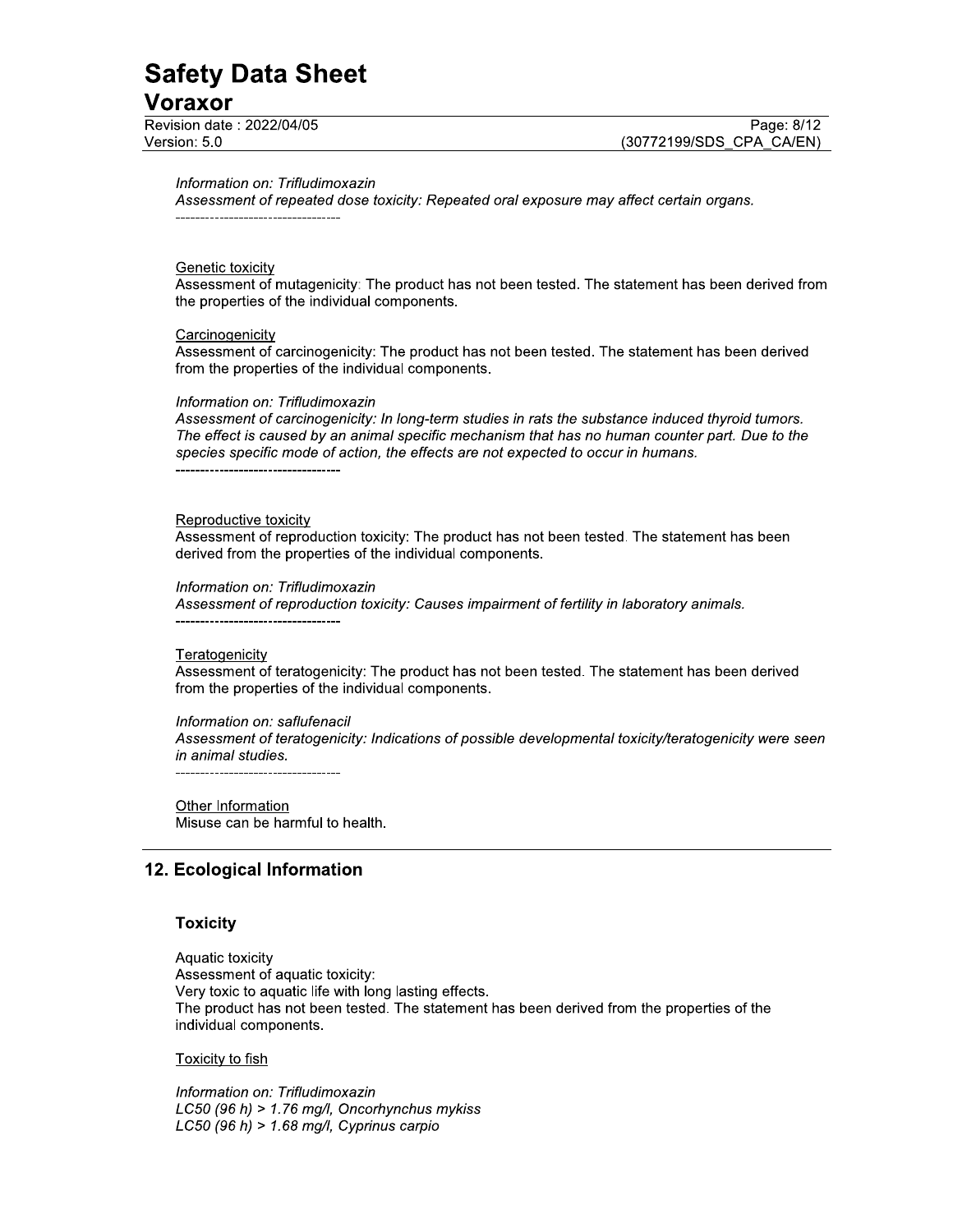*Information on: Trifludimoxazin*
*Assessment of repeated dose toxicity: Repeated oral exposure may affect certain organs.*
----------------------------------

Genetic toxicity
Assessment of mutagenicity: The product has not been tested. The statement has been derived from the properties of the individual components.

Carcinogenicity
Assessment of carcinogenicity: The product has not been tested. The statement has been derived from the properties of the individual components.

*Information on: Trifludimoxazin*
*Assessment of carcinogenicity: In long-term studies in rats the substance induced thyroid tumors. The effect is caused by an animal specific mechanism that has no human counter part. Due to the species specific mode of action, the effects are not expected to occur in humans.*
----------------------------------

Reproductive toxicity
Assessment of reproduction toxicity: The product has not been tested. The statement has been derived from the properties of the individual components.

*Information on: Trifludimoxazin*
*Assessment of reproduction toxicity: Causes impairment of fertility in laboratory animals.*
----------------------------------

Teratogenicity
Assessment of teratogenicity: The product has not been tested. The statement has been derived from the properties of the individual components.

*Information on: saflufenacil*
*Assessment of teratogenicity: Indications of possible developmental toxicity/teratogenicity were seen in animal studies.*
----------------------------------

Other Information
Misuse can be harmful to health.

## 12. Ecological Information

### Toxicity

Aquatic toxicity
Assessment of aquatic toxicity:
Very toxic to aquatic life with long lasting effects.
The product has not been tested. The statement has been derived from the properties of the individual components.

Toxicity to fish

*Information on: Trifludimoxazin*
*LC50 (96 h) > 1.76 mg/l, Oncorhynchus mykiss*
*LC50 (96 h) > 1.68 mg/l, Cyprinus carpio*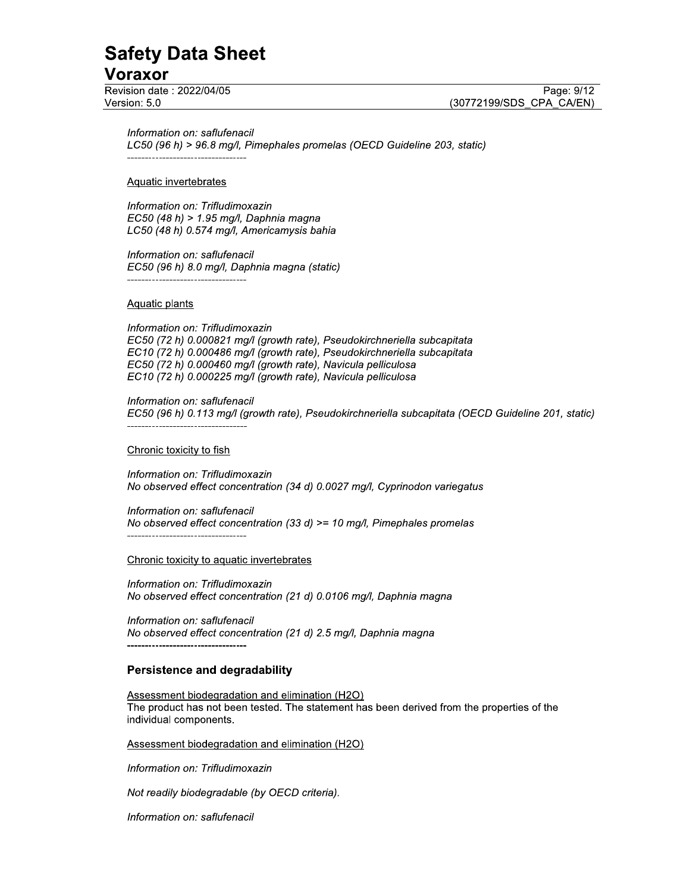*Information on: saflufenacil*
*LC50 (96 h) > 96.8 mg/l, Pimephales promelas (OECD Guideline 203, static)*
----------------------------------

Aquatic invertebrates

*Information on: Trifludimoxazin*
*EC50 (48 h) > 1.95 mg/l, Daphnia magna*
*LC50 (48 h) 0.574 mg/l, Americamysis bahia*

*Information on: saflufenacil*
*EC50 (96 h) 8.0 mg/l, Daphnia magna (static)*
----------------------------------

Aquatic plants

*Information on: Trifludimoxazin*
*EC50 (72 h) 0.000821 mg/l (growth rate), Pseudokirchneriella subcapitata*
*EC10 (72 h) 0.000486 mg/l (growth rate), Pseudokirchneriella subcapitata*
*EC50 (72 h) 0.000460 mg/l (growth rate), Navicula pelliculosa*
*EC10 (72 h) 0.000225 mg/l (growth rate), Navicula pelliculosa*

*Information on: saflufenacil*
*EC50 (96 h) 0.113 mg/l (growth rate), Pseudokirchneriella subcapitata (OECD Guideline 201, static)*
----------------------------------

Chronic toxicity to fish

*Information on: Trifludimoxazin*
*No observed effect concentration (34 d) 0.0027 mg/l, Cyprinodon variegatus*

*Information on: saflufenacil*
*No observed effect concentration (33 d) >= 10 mg/l, Pimephales promelas*
----------------------------------

Chronic toxicity to aquatic invertebrates

*Information on: Trifludimoxazin*
*No observed effect concentration (21 d) 0.0106 mg/l, Daphnia magna*

*Information on: saflufenacil*
*No observed effect concentration (21 d) 2.5 mg/l, Daphnia magna*
----------------------------------

## Persistence and degradability

Assessment biodegradation and elimination ($H_2O$)
The product has not been tested. The statement has been derived from the properties of the individual components.

Assessment biodegradation and elimination ($H_2O$)

*Information on: Trifludimoxazin*

*Not readily biodegradable (by OECD criteria).*

*Information on: saflufenacil*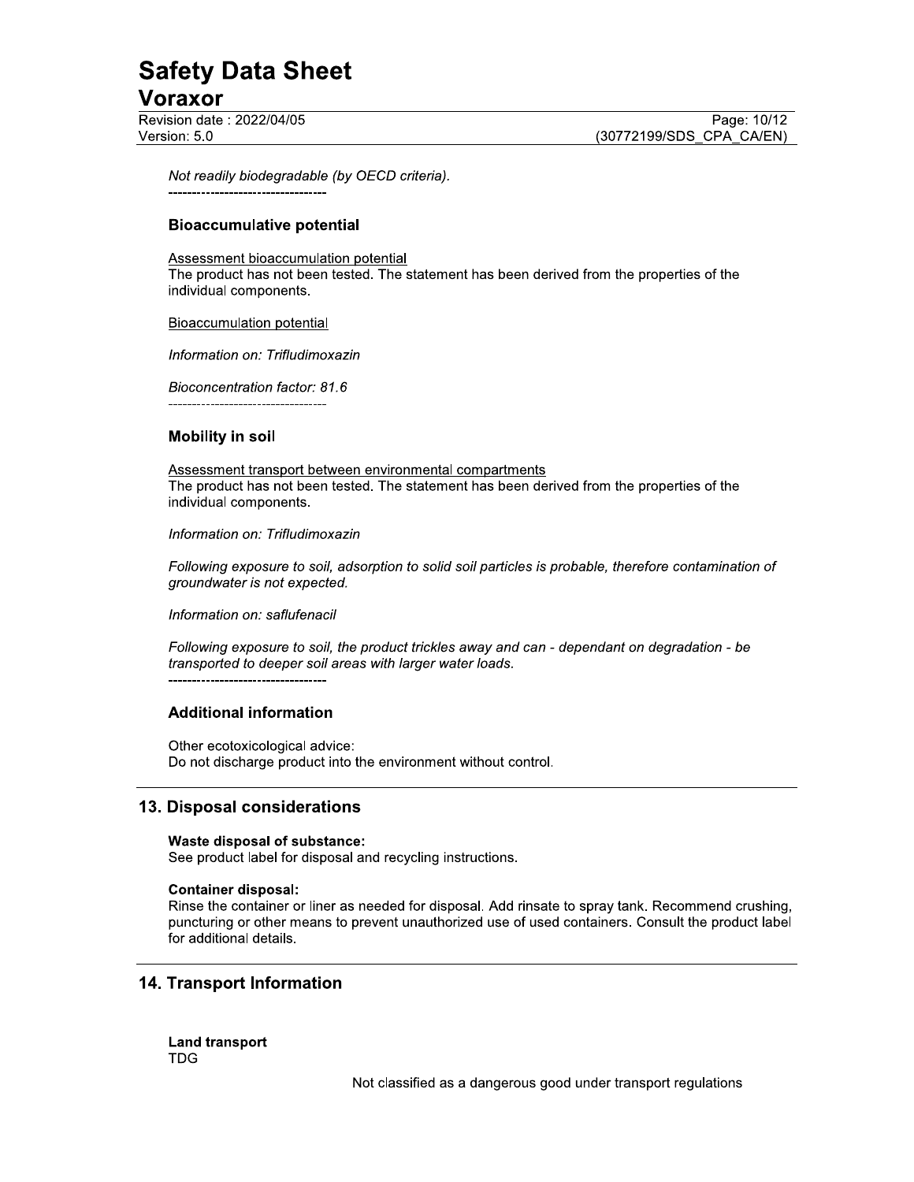*Not readily biodegradable (by OECD criteria).*

----------------------------------

### Bioaccumulative potential

Assessment bioaccumulation potential
The product has not been tested. The statement has been derived from the properties of the individual components.

Bioaccumulation potential

*Information on: Trifludimoxazin*

*Bioconcentration factor: 81.6*

----------------------------------

### Mobility in soil

Assessment transport between environmental compartments
The product has not been tested. The statement has been derived from the properties of the individual components.

*Information on: Trifludimoxazin*

*Following exposure to soil, adsorption to solid soil particles is probable, therefore contamination of groundwater is not expected.*

*Information on: saflufenacil*

*Following exposure to soil, the product trickles away and can - dependant on degradation - be transported to deeper soil areas with larger water loads.*

----------------------------------

### Additional information

Other ecotoxicological advice:
Do not discharge product into the environment without control.

## 13. Disposal considerations

**Waste disposal of substance:**
See product label for disposal and recycling instructions.

**Container disposal:**
Rinse the container or liner as needed for disposal. Add rinsate to spray tank. Recommend crushing, puncturing or other means to prevent unauthorized use of used containers. Consult the product label for additional details.

## 14. Transport Information

**Land transport**
TDG

Not classified as a dangerous good under transport regulations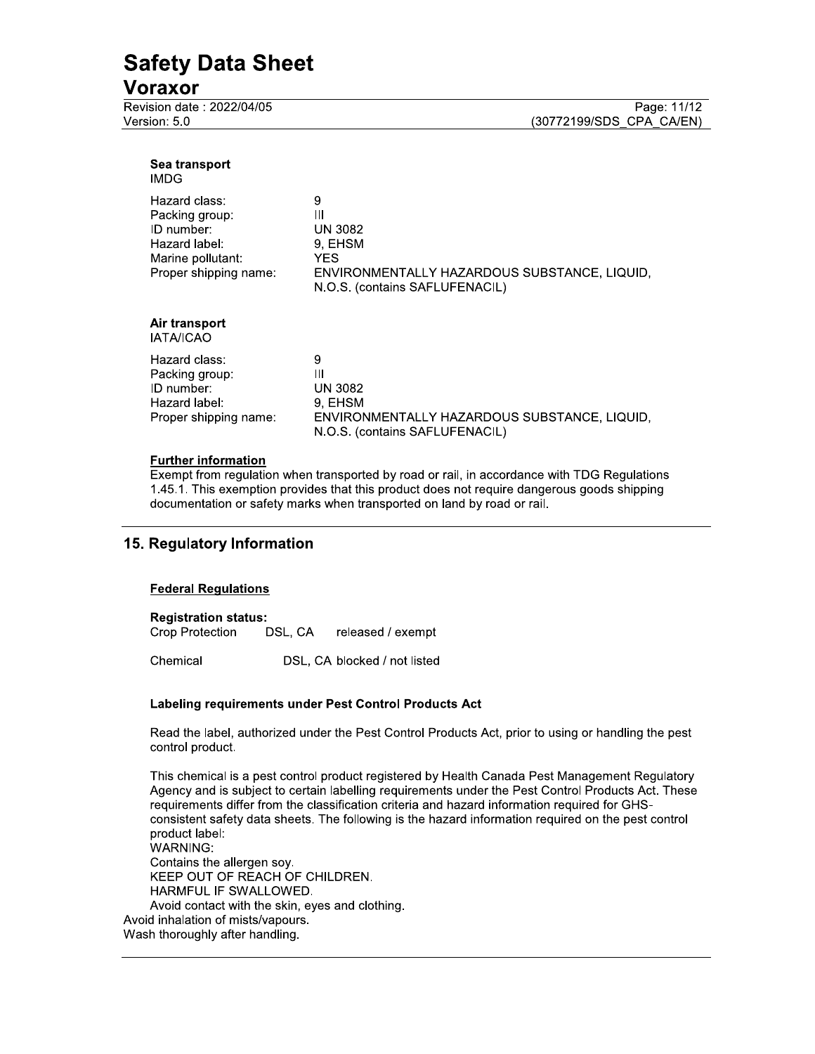#### Sea transport

IMDG

| | |
|---|---|
| Hazard class: | 9 |
| Packing group: | III |
| ID number: | UN 3082 |
| Hazard label: | 9, EHSM |
| Marine pollutant: | YES |
| Proper shipping name: | ENVIRONMENTALLY HAZARDOUS SUBSTANCE, LIQUID, N.O.S. (contains SAFLUFENACIL) |

#### Air transport

IATA/ICAO

| | |
|---|---|
| Hazard class: | 9 |
| Packing group: | III |
| ID number: | UN 3082 |
| Hazard label: | 9, EHSM |
| Proper shipping name: | ENVIRONMENTALLY HAZARDOUS SUBSTANCE, LIQUID, N.O.S. (contains SAFLUFENACIL) |

**Further information**

Exempt from regulation when transported by road or rail, in accordance with TDG Regulations 1.45.1. This exemption provides that this product does not require dangerous goods shipping documentation or safety marks when transported on land by road or rail.

## 15. Regulatory Information

**Federal Regulations**

**Registration status:**

| | | |
|---|---|---|
| Crop Protection | DSL, CA | released / exempt |
| Chemical | DSL, CA | blocked / not listed |

**Labeling requirements under Pest Control Products Act**

Read the label, authorized under the Pest Control Products Act, prior to using or handling the pest control product.

This chemical is a pest control product registered by Health Canada Pest Management Regulatory Agency and is subject to certain labelling requirements under the Pest Control Products Act. These requirements differ from the classification criteria and hazard information required for GHS-consistent safety data sheets. The following is the hazard information required on the pest control product label:

WARNING:
Contains the allergen soy.
KEEP OUT OF REACH OF CHILDREN.
HARMFUL IF SWALLOWED.
Avoid contact with the skin, eyes and clothing.
Avoid inhalation of mists/vapours.
Wash thoroughly after handling.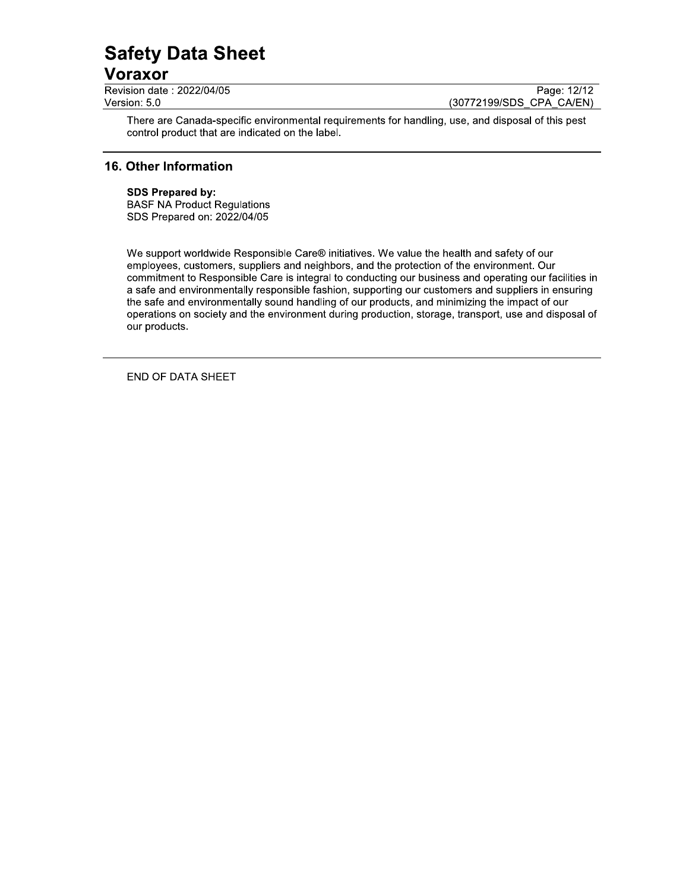There are Canada-specific environmental requirements for handling, use, and disposal of this pest control product that are indicated on the label.

## 16. Other Information

**SDS Prepared by:**
BASF NA Product Regulations
SDS Prepared on: 2022/04/05

We support worldwide Responsible Care® initiatives. We value the health and safety of our employees, customers, suppliers and neighbors, and the protection of the environment. Our commitment to Responsible Care is integral to conducting our business and operating our facilities in a safe and environmentally responsible fashion, supporting our customers and suppliers in ensuring the safe and environmentally sound handling of our products, and minimizing the impact of our operations on society and the environment during production, storage, transport, use and disposal of our products.

END OF DATA SHEET